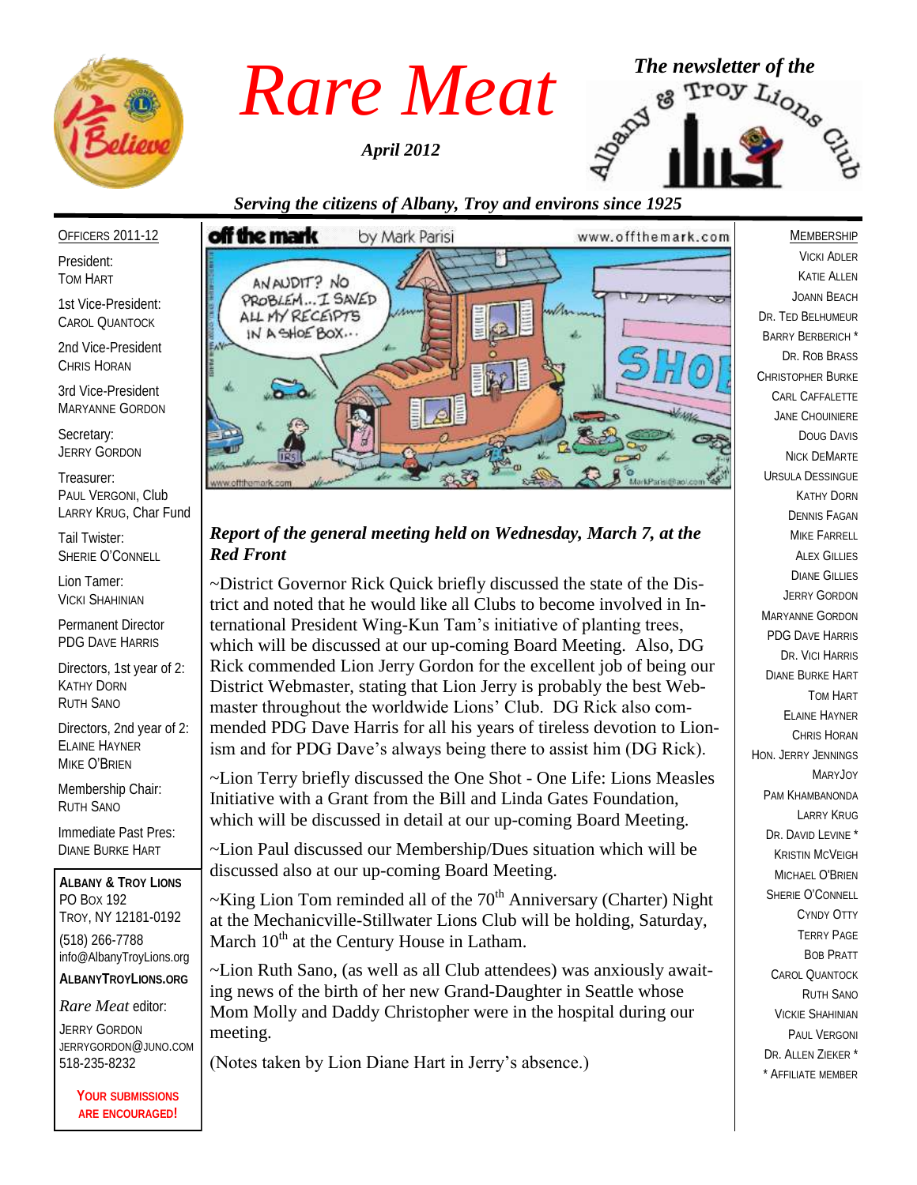# Rare Meat

*April 2012*

*The newsletter of the* Albany & Troy Lions Club

*Serving the citizens of Albany, Troy and environs since 1925*

OFFICERS 2011-12

President:
TOM HART

1st Vice-President:
CAROL QUANTOCK

2nd Vice-President
CHRIS HORAN

3rd Vice-President
MARYANNE GORDON

Secretary:
JERRY GORDON

Treasurer:
PAUL VERGONI, Club
LARRY KRUG, Char Fund

Tail Twister:
SHERIE O'CONNELL

Lion Tamer:
VICKI SHAHINIAN

Permanent Director
PDG DAVE HARRIS

Directors, 1st year of 2:
KATHY DORN
RUTH SANO

Directors, 2nd year of 2:
ELAINE HAYNER
MIKE O'BRIEN

Membership Chair:
RUTH SANO

Immediate Past Pres:
DIANE BURKE HART

**ALBANY & TROY LIONS**
PO BOX 192
TROY, NY 12181-0192
(518) 266-7788
info@AlbanyTroyLions.org
**ALBANYTROYLIONS.ORG**

*Rare Meat* editor:
JERRY GORDON
JERRYGORDON@JUNO.COM
518-235-8232

**YOUR SUBMISSIONS ARE ENCOURAGED!**

off the mark by Mark Parisi www.offthemark.com

"AN AUDIT? NO PROBLEM...I SAVED ALL MY RECEIPTS IN A SHOE BOX..."

## *Report of the general meeting held on Wednesday, March 7, at the Red Front*

~District Governor Rick Quick briefly discussed the state of the District and noted that he would like all Clubs to become involved in International President Wing-Kun Tam's initiative of planting trees, which will be discussed at our up-coming Board Meeting. Also, DG Rick commended Lion Jerry Gordon for the excellent job of being our District Webmaster, stating that Lion Jerry is probably the best Webmaster throughout the worldwide Lions' Club. DG Rick also commended PDG Dave Harris for all his years of tireless devotion to Lionism and for PDG Dave's always being there to assist him (DG Rick).

~Lion Terry briefly discussed the One Shot - One Life: Lions Measles Initiative with a Grant from the Bill and Linda Gates Foundation, which will be discussed in detail at our up-coming Board Meeting.

~Lion Paul discussed our Membership/Dues situation which will be discussed also at our up-coming Board Meeting.

~King Lion Tom reminded all of the 70th Anniversary (Charter) Night at the Mechanicville-Stillwater Lions Club will be holding, Saturday, March 10th at the Century House in Latham.

~Lion Ruth Sano, (as well as all Club attendees) was anxiously awaiting news of the birth of her new Grand-Daughter in Seattle whose Mom Molly and Daddy Christopher were in the hospital during our meeting.

(Notes taken by Lion Diane Hart in Jerry's absence.)

MEMBERSHIP

VICKI ADLER
KATIE ALLEN
JOANN BEACH
DR. TED BELHUMEUR
BARRY BERBERICH *
DR. ROB BRASS
CHRISTOPHER BURKE
CARL CAFFALETTE
JANE CHOUINIERE
DOUG DAVIS
NICK DEMARTE
URSULA DESSINGUE
KATHY DORN
DENNIS FAGAN
MIKE FARRELL
ALEX GILLIES
DIANE GILLIES
JERRY GORDON
MARYANNE GORDON
PDG DAVE HARRIS
DR. VICI HARRIS
DIANE BURKE HART
TOM HART
ELAINE HAYNER
CHRIS HORAN
HON. JERRY JENNINGS
MARYJOY
PAM KHAMBANONDA
LARRY KRUG
DR. DAVID LEVINE *
KRISTIN MCVEIGH
MICHAEL O'BRIEN
SHERIE O'CONNELL
CYNDY OTTY
TERRY PAGE
BOB PRATT
CAROL QUANTOCK
RUTH SANO
VICKIE SHAHINIAN
PAUL VERGONI
DR. ALLEN ZIEKER *

* AFFILIATE MEMBER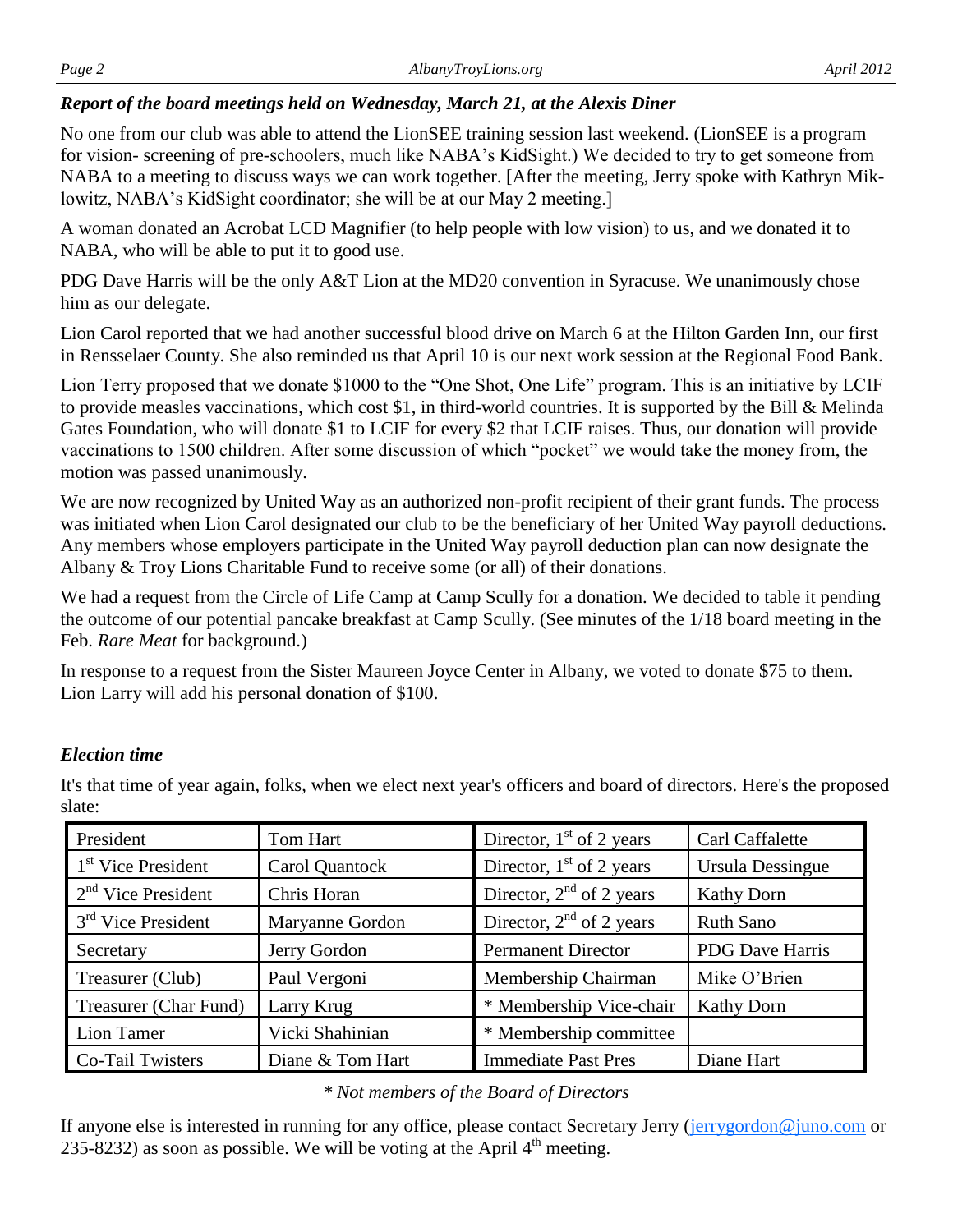### *Report of the board meetings held on Wednesday, March 21, at the Alexis Diner*

No one from our club was able to attend the LionSEE training session last weekend. (LionSEE is a program for vision- screening of pre-schoolers, much like NABA's KidSight.) We decided to try to get someone from NABA to a meeting to discuss ways we can work together. [After the meeting, Jerry spoke with Kathryn Miklowitz, NABA's KidSight coordinator; she will be at our May 2 meeting.]

A woman donated an Acrobat LCD Magnifier (to help people with low vision) to us, and we donated it to NABA, who will be able to put it to good use.

PDG Dave Harris will be the only A&T Lion at the MD20 convention in Syracuse. We unanimously chose him as our delegate.

Lion Carol reported that we had another successful blood drive on March 6 at the Hilton Garden Inn, our first in Rensselaer County. She also reminded us that April 10 is our next work session at the Regional Food Bank.

Lion Terry proposed that we donate $1000 to the "One Shot, One Life" program. This is an initiative by LCIF to provide measles vaccinations, which cost $1, in third-world countries. It is supported by the Bill & Melinda Gates Foundation, who will donate $1 to LCIF for every $2 that LCIF raises. Thus, our donation will provide vaccinations to 1500 children. After some discussion of which "pocket" we would take the money from, the motion was passed unanimously.

We are now recognized by United Way as an authorized non-profit recipient of their grant funds. The process was initiated when Lion Carol designated our club to be the beneficiary of her United Way payroll deductions. Any members whose employers participate in the United Way payroll deduction plan can now designate the Albany & Troy Lions Charitable Fund to receive some (or all) of their donations.

We had a request from the Circle of Life Camp at Camp Scully for a donation. We decided to table it pending the outcome of our potential pancake breakfast at Camp Scully. (See minutes of the 1/18 board meeting in the Feb. *Rare Meat* for background.)

In response to a request from the Sister Maureen Joyce Center in Albany, we voted to donate $75 to them. Lion Larry will add his personal donation of $100.

### *Election time*

It's that time of year again, folks, when we elect next year's officers and board of directors. Here's the proposed slate:

| | | | |
|---|---|---|---|
| President | Tom Hart | Director, 1st of 2 years | Carl Caffalette |
| 1st Vice President | Carol Quantock | Director, 1st of 2 years | Ursula Dessingue |
| 2nd Vice President | Chris Horan | Director, 2nd of 2 years | Kathy Dorn |
| 3rd Vice President | Maryanne Gordon | Director, 2nd of 2 years | Ruth Sano |
| Secretary | Jerry Gordon | Permanent Director | PDG Dave Harris |
| Treasurer (Club) | Paul Vergoni | Membership Chairman | Mike O'Brien |
| Treasurer (Char Fund) | Larry Krug | * Membership Vice-chair | Kathy Dorn |
| Lion Tamer | Vicki Shahinian | * Membership committee | |
| Co-Tail Twisters | Diane & Tom Hart | Immediate Past Pres | Diane Hart |

*\* Not members of the Board of Directors*

If anyone else is interested in running for any office, please contact Secretary Jerry (jerrygordon@juno.com or 235-8232) as soon as possible. We will be voting at the April 4th meeting.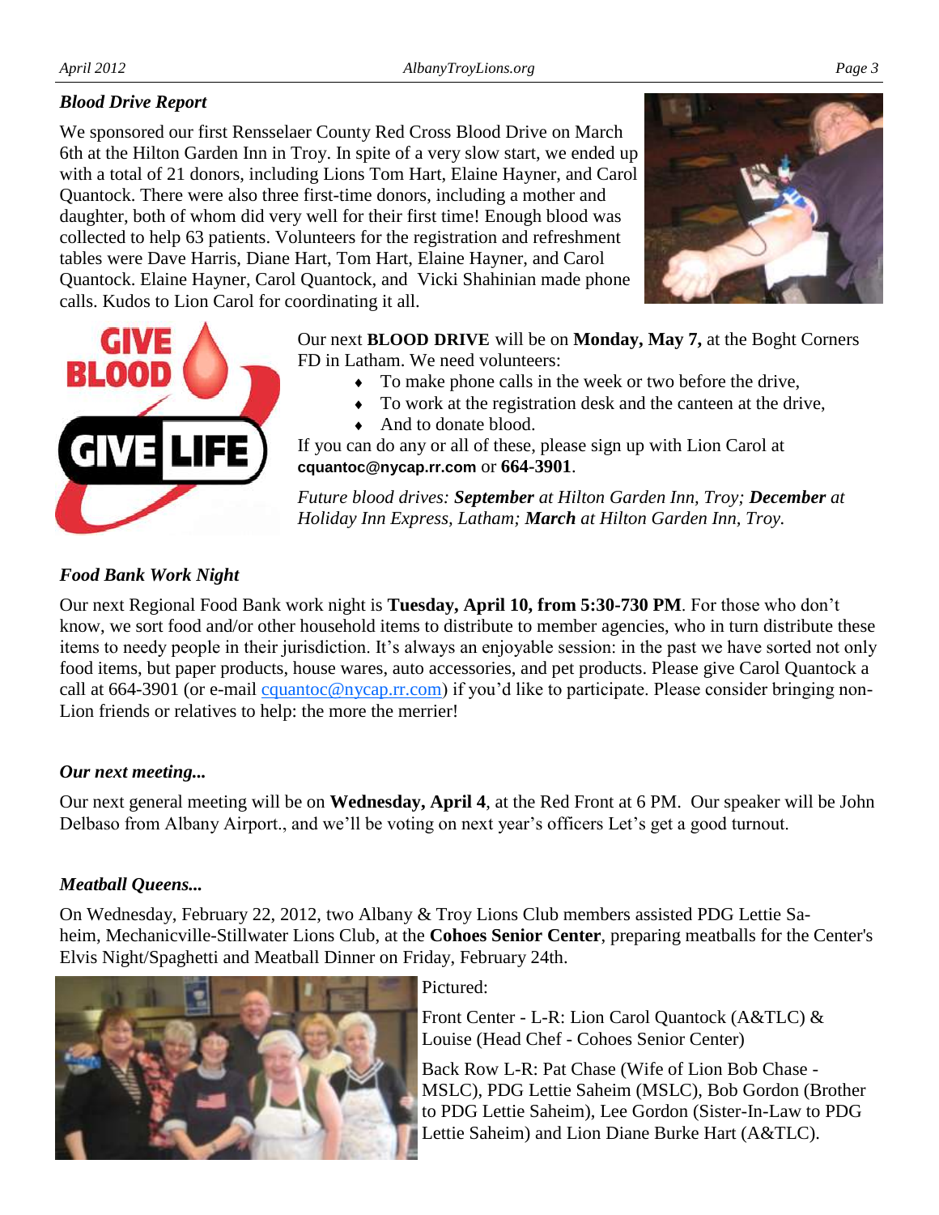### *Blood Drive Report*

We sponsored our first Rensselaer County Red Cross Blood Drive on March 6th at the Hilton Garden Inn in Troy. In spite of a very slow start, we ended up with a total of 21 donors, including Lions Tom Hart, Elaine Hayner, and Carol Quantock. There were also three first-time donors, including a mother and daughter, both of whom did very well for their first time! Enough blood was collected to help 63 patients. Volunteers for the registration and refreshment tables were Dave Harris, Diane Hart, Tom Hart, Elaine Hayner, and Carol Quantock. Elaine Hayner, Carol Quantock, and Vicki Shahinian made phone calls. Kudos to Lion Carol for coordinating it all.

Our next **BLOOD DRIVE** will be on **Monday, May 7,** at the Boght Corners FD in Latham. We need volunteers:

- To make phone calls in the week or two before the drive,
- To work at the registration desk and the canteen at the drive,
- And to donate blood.

If you can do any or all of these, please sign up with Lion Carol at **cquantoc@nycap.rr.com** or **664-3901**.

*Future blood drives:* ***September*** *at Hilton Garden Inn, Troy;* ***December*** *at Holiday Inn Express, Latham;* ***March*** *at Hilton Garden Inn, Troy.*

### *Food Bank Work Night*

Our next Regional Food Bank work night is **Tuesday, April 10, from 5:30-730 PM**. For those who don't know, we sort food and/or other household items to distribute to member agencies, who in turn distribute these items to needy people in their jurisdiction. It's always an enjoyable session: in the past we have sorted not only food items, but paper products, house wares, auto accessories, and pet products. Please give Carol Quantock a call at 664-3901 (or e-mail cquantoc@nycap.rr.com) if you'd like to participate. Please consider bringing non-Lion friends or relatives to help: the more the merrier!

### *Our next meeting...*

Our next general meeting will be on **Wednesday, April 4**, at the Red Front at 6 PM. Our speaker will be John Delbaso from Albany Airport., and we'll be voting on next year's officers Let's get a good turnout.

### *Meatball Queens...*

On Wednesday, February 22, 2012, two Albany & Troy Lions Club members assisted PDG Lettie Saheim, Mechanicville-Stillwater Lions Club, at the **Cohoes Senior Center**, preparing meatballs for the Center's Elvis Night/Spaghetti and Meatball Dinner on Friday, February 24th.

Pictured:

Front Center - L-R: Lion Carol Quantock (A&TLC) & Louise (Head Chef - Cohoes Senior Center)

Back Row L-R: Pat Chase (Wife of Lion Bob Chase - MSLC), PDG Lettie Saheim (MSLC), Bob Gordon (Brother to PDG Lettie Saheim), Lee Gordon (Sister-In-Law to PDG Lettie Saheim) and Lion Diane Burke Hart (A&TLC).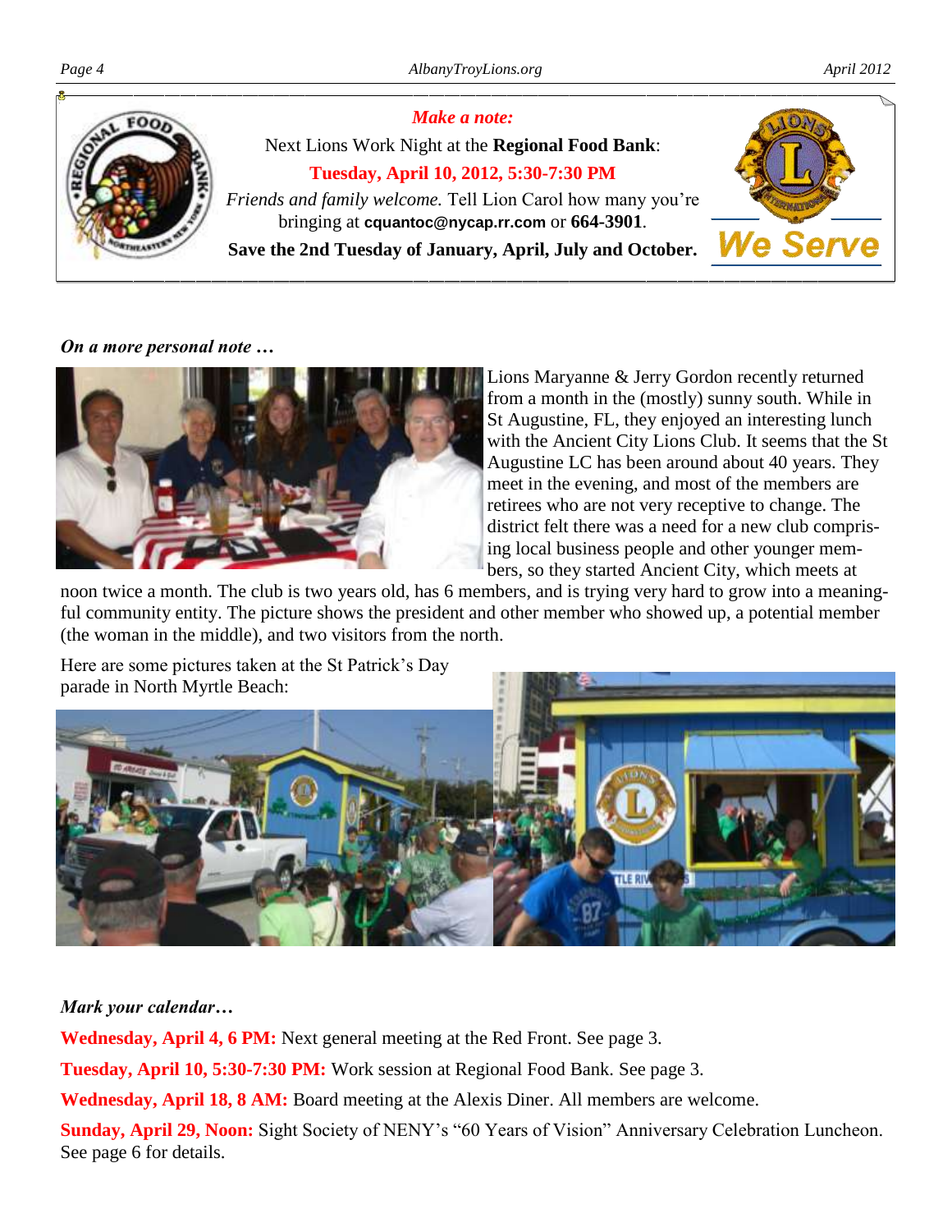*Make a note:*

Next Lions Work Night at the **Regional Food Bank**:

**Tuesday, April 10, 2012, 5:30-7:30 PM**

*Friends and family welcome.* Tell Lion Carol how many you're bringing at **cquantoc@nycap.rr.com** or **664-3901**.

**Save the 2nd Tuesday of January, April, July and October.**

We Serve

***On a more personal note …***

Lions Maryanne & Jerry Gordon recently returned from a month in the (mostly) sunny south. While in St Augustine, FL, they enjoyed an interesting lunch with the Ancient City Lions Club. It seems that the St Augustine LC has been around about 40 years. They meet in the evening, and most of the members are retirees who are not very receptive to change. The district felt there was a need for a new club comprising local business people and other younger members, so they started Ancient City, which meets at noon twice a month. The club is two years old, has 6 members, and is trying very hard to grow into a meaningful community entity. The picture shows the president and other member who showed up, a potential member (the woman in the middle), and two visitors from the north.

Here are some pictures taken at the St Patrick's Day parade in North Myrtle Beach:

***Mark your calendar…***

**Wednesday, April 4, 6 PM:** Next general meeting at the Red Front. See page 3.

**Tuesday, April 10, 5:30-7:30 PM:** Work session at Regional Food Bank. See page 3.

**Wednesday, April 18, 8 AM:** Board meeting at the Alexis Diner. All members are welcome.

**Sunday, April 29, Noon:** Sight Society of NENY's "60 Years of Vision" Anniversary Celebration Luncheon. See page 6 for details.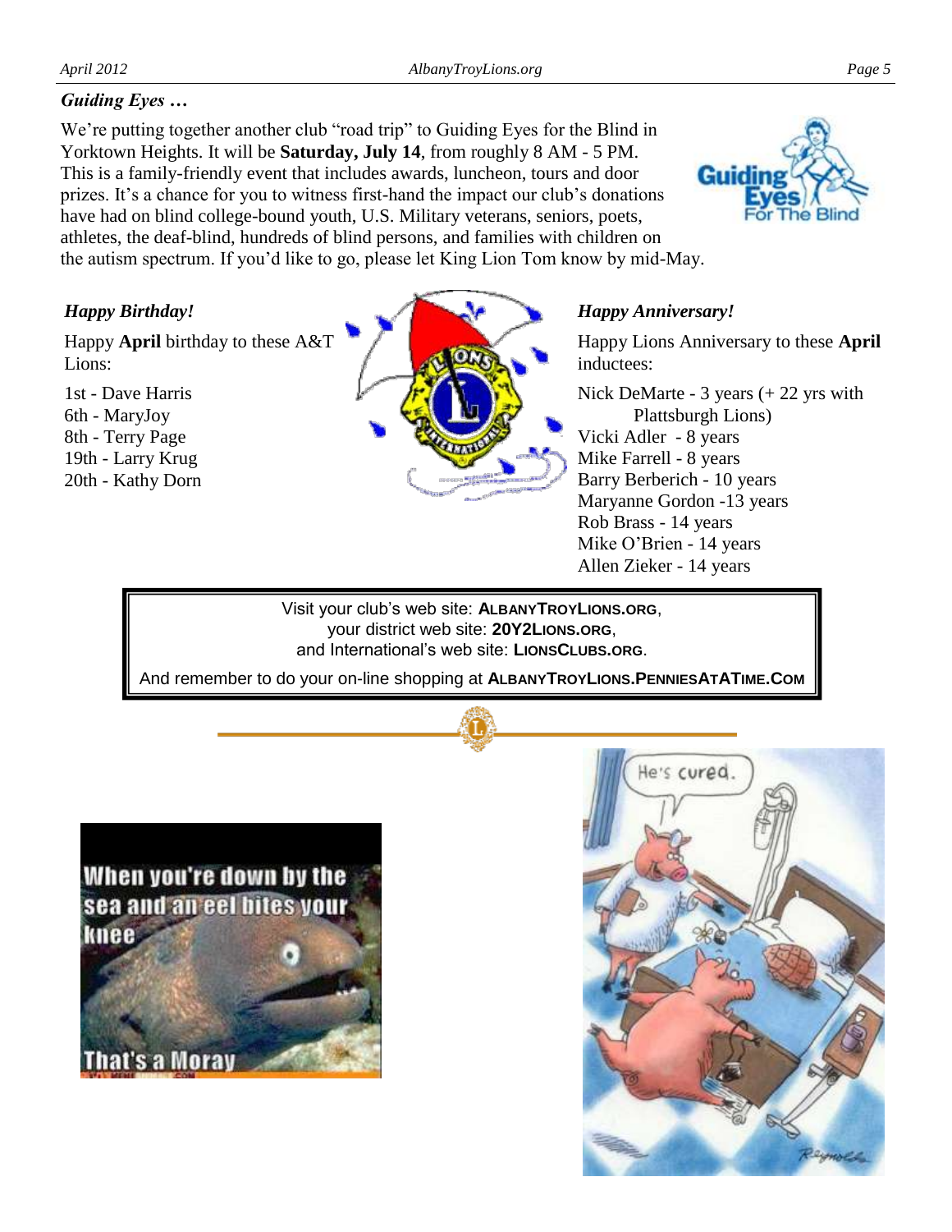### *Guiding Eyes …*

We're putting together another club "road trip" to Guiding Eyes for the Blind in Yorktown Heights. It will be **Saturday, July 14**, from roughly 8 AM - 5 PM. This is a family-friendly event that includes awards, luncheon, tours and door prizes. It's a chance for you to witness first-hand the impact our club's donations have had on blind college-bound youth, U.S. Military veterans, seniors, poets, athletes, the deaf-blind, hundreds of blind persons, and families with children on the autism spectrum. If you'd like to go, please let King Lion Tom know by mid-May.

### *Happy Birthday!*

Happy **April** birthday to these A&T Lions:

1st - Dave Harris
6th - MaryJoy
8th - Terry Page
19th - Larry Krug
20th - Kathy Dorn

### *Happy Anniversary!*

Happy Lions Anniversary to these **April** inductees:

Nick DeMarte - 3 years (+ 22 yrs with Plattsburgh Lions)
Vicki Adler - 8 years
Mike Farrell - 8 years
Barry Berberich - 10 years
Maryanne Gordon -13 years
Rob Brass - 14 years
Mike O'Brien - 14 years
Allen Zieker - 14 years

Visit your club's web site: **ALBANYTROYLIONS.ORG**,
your district web site: **20Y2LIONS.ORG**,
and International's web site: **LIONSCLUBS.ORG**.

And remember to do your on-line shopping at **ALBANYTROYLIONS.PENNIESATATIME.COM**

When you're down by the sea and an eel bites your knee

That's a Moray

He's cured.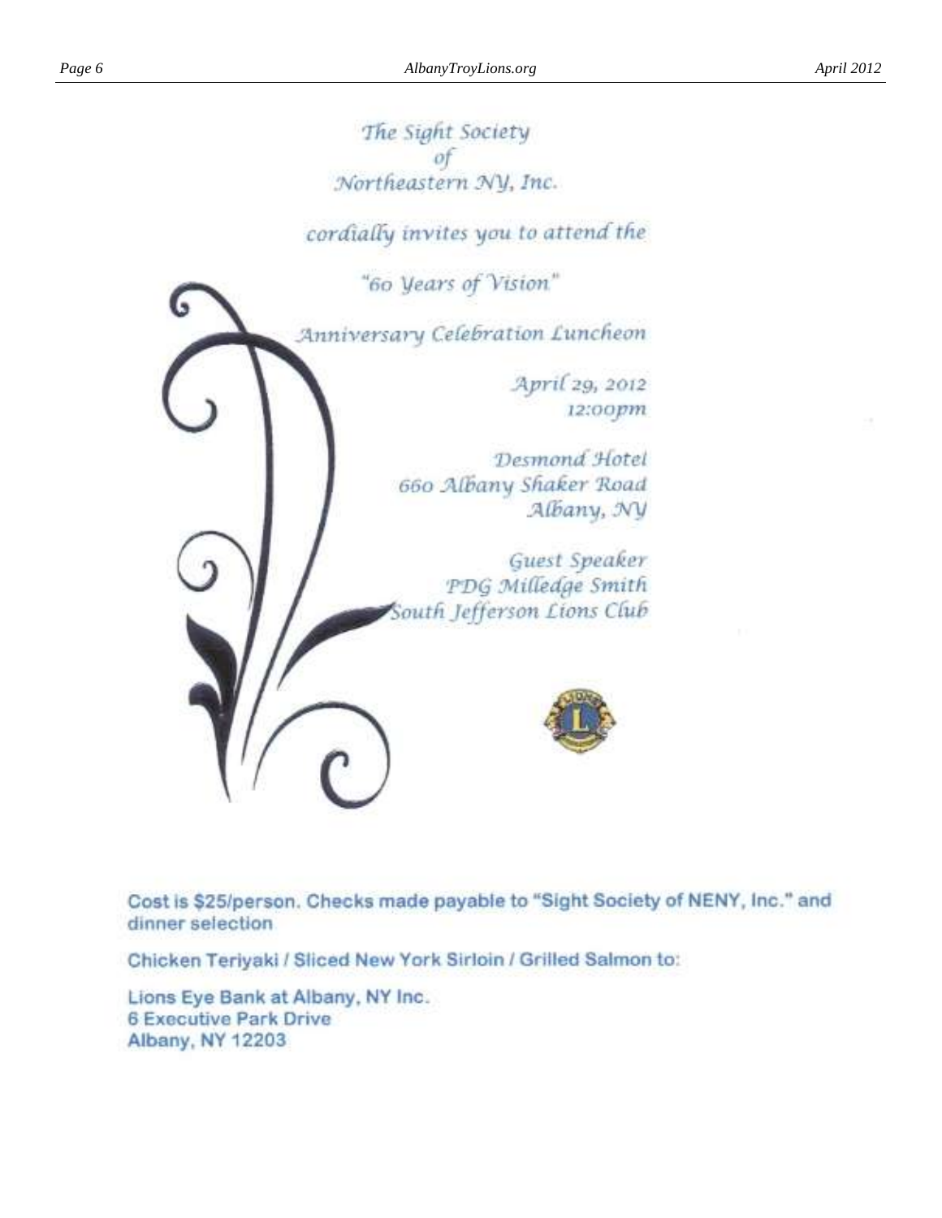*The Sight Society*
*of*
*Northeastern NY, Inc.*

*cordially invites you to attend the*

*"60 Years of Vision"*

*Anniversary Celebration Luncheon*

*April 29, 2012*
*12:00pm*

*Desmond Hotel*
*660 Albany Shaker Road*
*Albany, NY*

*Guest Speaker*
*PDG Milledge Smith*
*South Jefferson Lions Club*

Cost is $25/person. Checks made payable to "Sight Society of NENY, Inc." and dinner selection

Chicken Teriyaki / Sliced New York Sirloin / Grilled Salmon to:

Lions Eye Bank at Albany, NY Inc.
6 Executive Park Drive
Albany, NY 12203